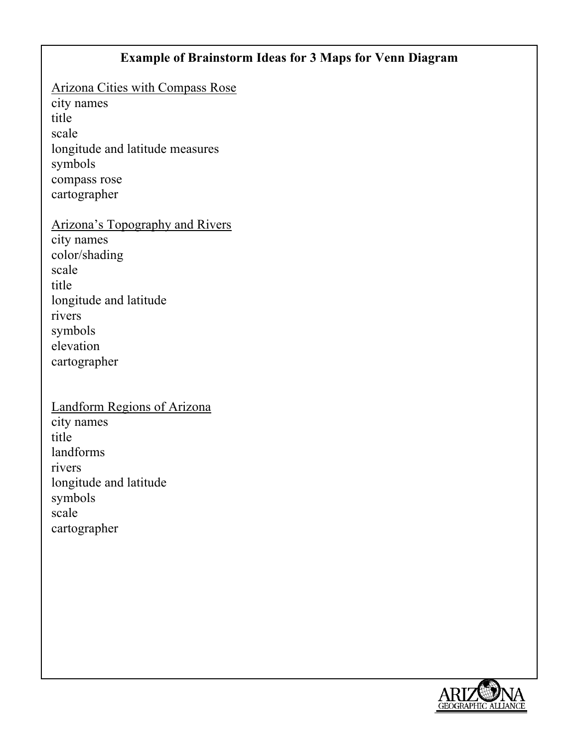# Example of Brainstorm Ideas for 3 Maps for Venn Diagram

Arizona Cities with Compass Rose

city names
title
scale
longitude and latitude measures
symbols
compass rose
cartographer

Arizona's Topography and Rivers

city names
color/shading
scale
title
longitude and latitude
rivers
symbols
elevation
cartographer

Landform Regions of Arizona

city names
title
landforms
rivers
longitude and latitude
symbols
scale
cartographer

ARIZONA GEOGRAPHIC ALLIANCE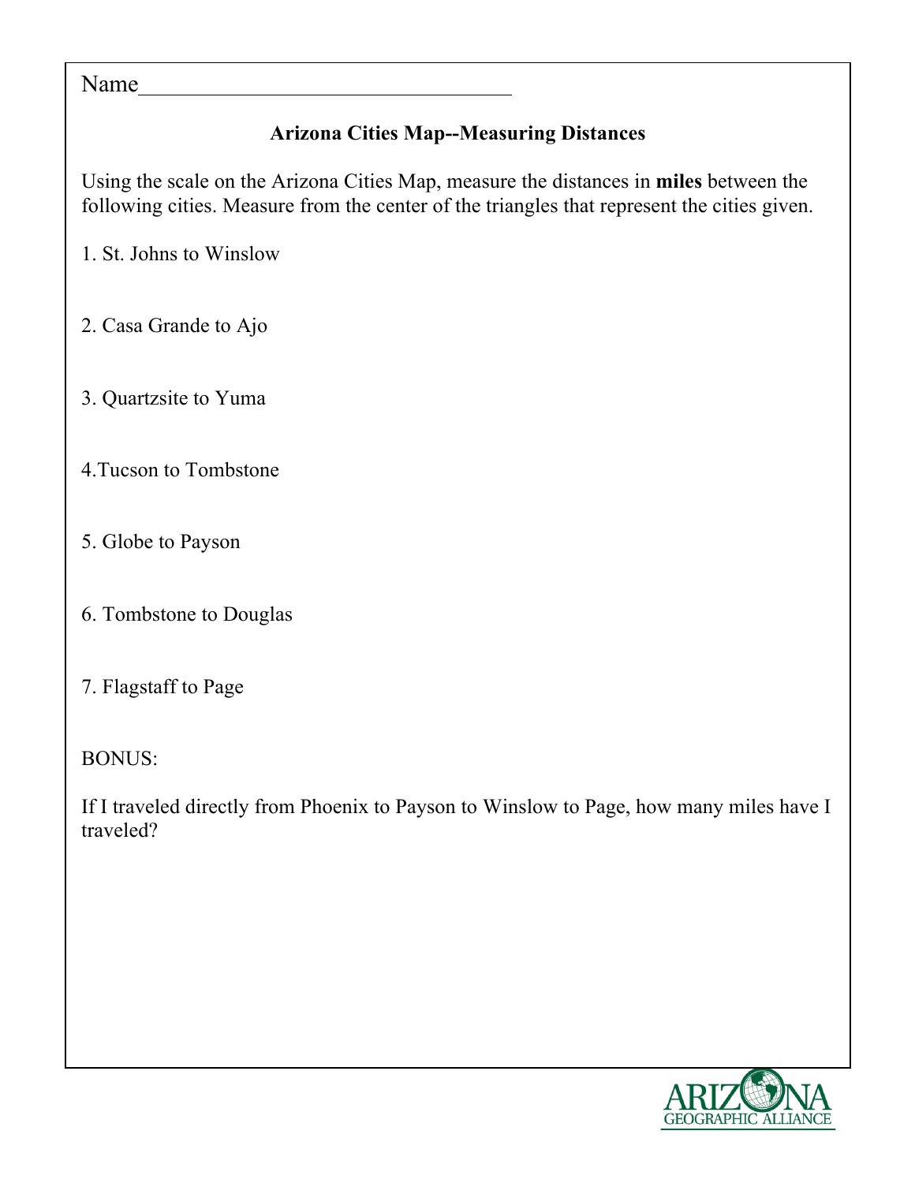Name________________________________

## Arizona Cities Map--Measuring Distances

Using the scale on the Arizona Cities Map, measure the distances in **miles** between the following cities. Measure from the center of the triangles that represent the cities given.

1. St. Johns to Winslow

2. Casa Grande to Ajo

3. Quartzsite to Yuma

4.Tucson to Tombstone

5. Globe to Payson

6. Tombstone to Douglas

7. Flagstaff to Page

BONUS:

If I traveled directly from Phoenix to Payson to Winslow to Page, how many miles have I traveled?

ARIZONA GEOGRAPHIC ALLIANCE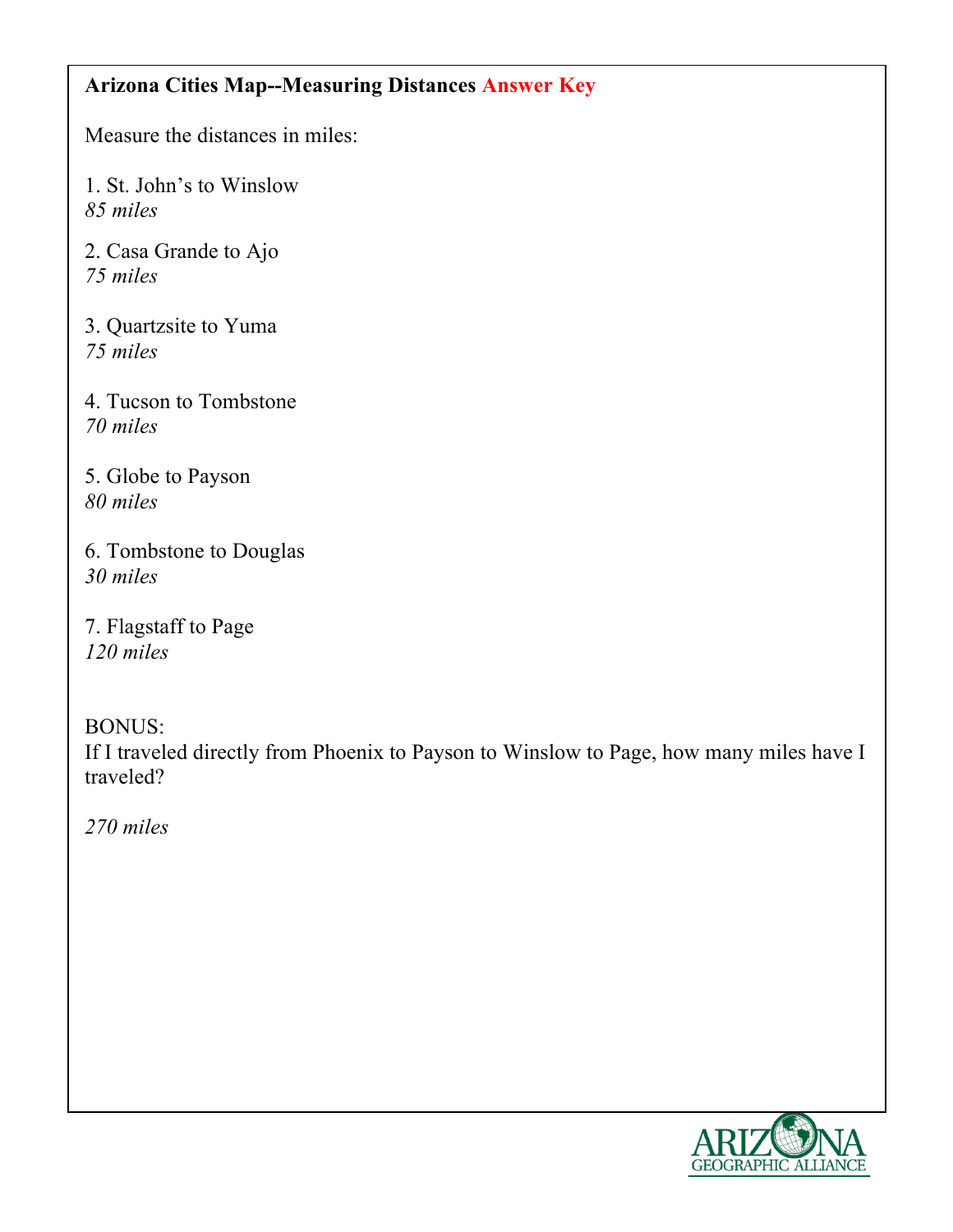**Arizona Cities Map--Measuring Distances Answer Key**

Measure the distances in miles:

1. St. John's to Winslow
*85 miles*

2. Casa Grande to Ajo
*75 miles*

3. Quartzsite to Yuma
*75 miles*

4. Tucson to Tombstone
*70 miles*

5. Globe to Payson
*80 miles*

6. Tombstone to Douglas
*30 miles*

7. Flagstaff to Page
*120 miles*

BONUS:
If I traveled directly from Phoenix to Payson to Winslow to Page, how many miles have I traveled?

*270 miles*

ARIZONA GEOGRAPHIC ALLIANCE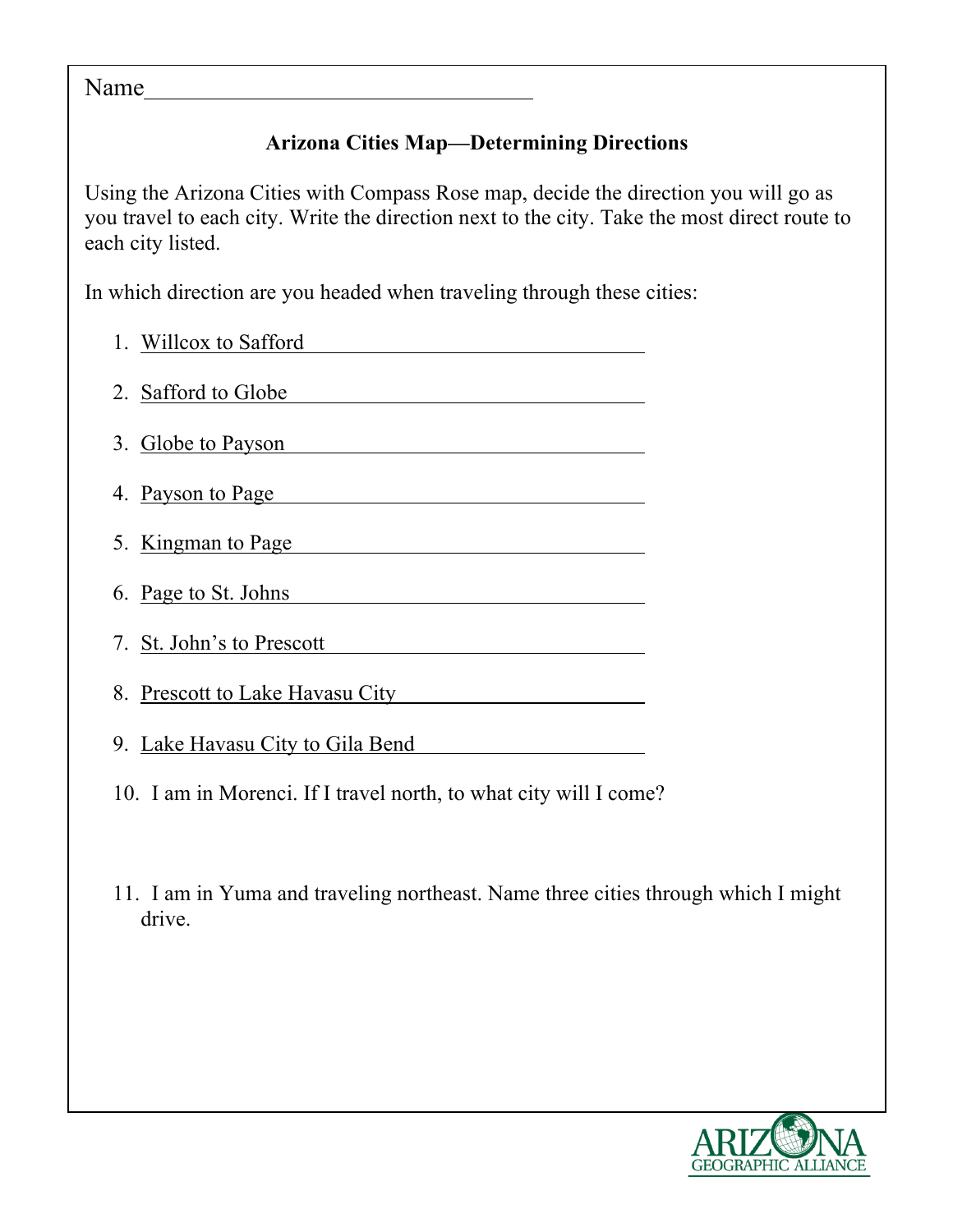Name_________________________________

## Arizona Cities Map—Determining Directions

Using the Arizona Cities with Compass Rose map, decide the direction you will go as you travel to each city. Write the direction next to the city. Take the most direct route to each city listed.

In which direction are you headed when traveling through these cities:

1. Willcox to Safford ______________________________
2. Safford to Globe ______________________________
3. Globe to Payson ______________________________
4. Payson to Page ______________________________
5. Kingman to Page ______________________________
6. Page to St. Johns ______________________________
7. St. John's to Prescott ______________________________
8. Prescott to Lake Havasu City ______________________
9. Lake Havasu City to Gila Bend ____________________
10. I am in Morenci. If I travel north, to what city will I come?

11. I am in Yuma and traveling northeast. Name three cities through which I might drive.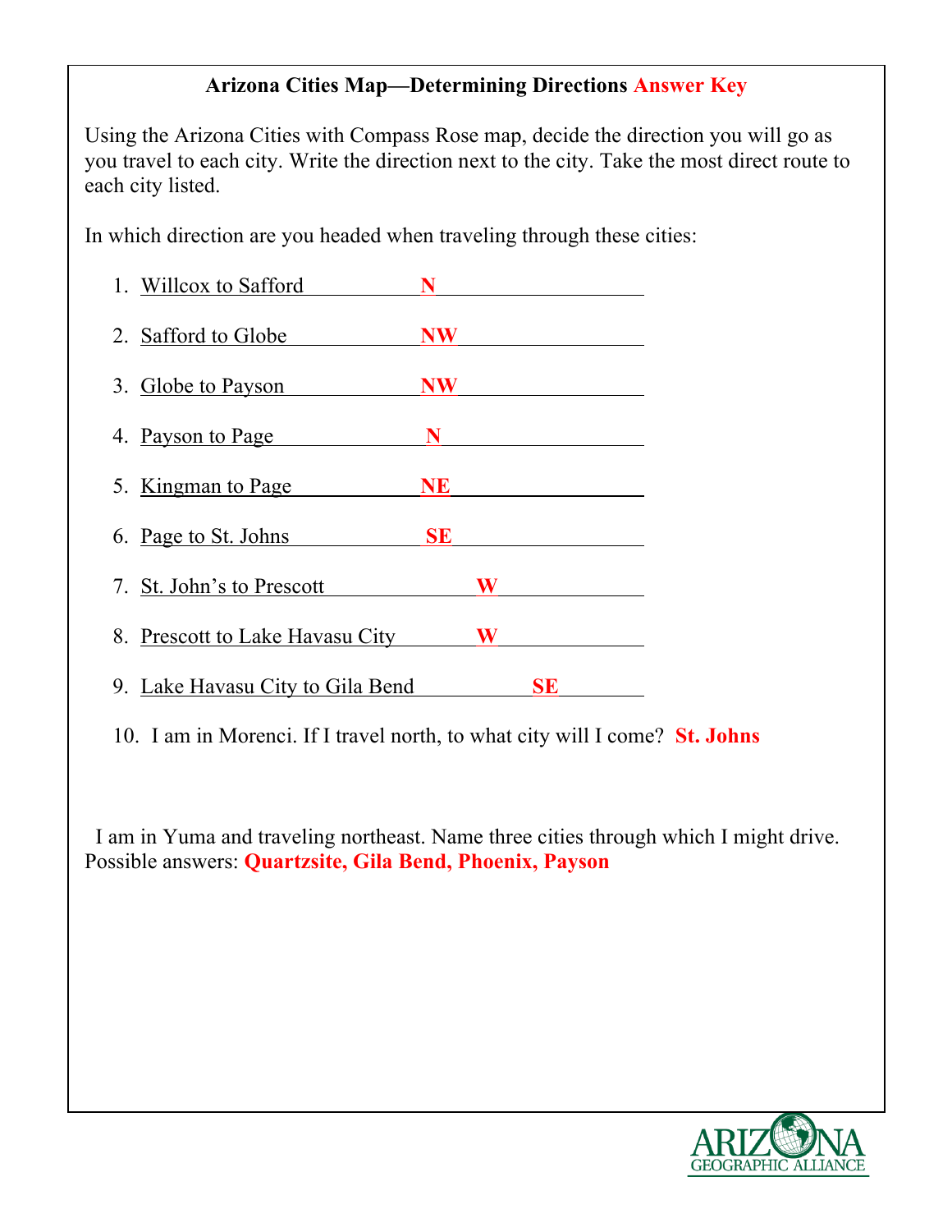**Arizona Cities Map—Determining Directions Answer Key**

Using the Arizona Cities with Compass Rose map, decide the direction you will go as you travel to each city. Write the direction next to the city. Take the most direct route to each city listed.

In which direction are you headed when traveling through these cities:

1. Willcox to Safford **N**
2. Safford to Globe **NW**
3. Globe to Payson **NW**
4. Payson to Page **N**
5. Kingman to Page **NE**
6. Page to St. Johns **SE**
7. St. John's to Prescott **W**
8. Prescott to Lake Havasu City **W**
9. Lake Havasu City to Gila Bend **SE**
10. I am in Morenci. If I travel north, to what city will I come? **St. Johns**

I am in Yuma and traveling northeast. Name three cities through which I might drive.
Possible answers: **Quartzsite, Gila Bend, Phoenix, Payson**

ARIZONA GEOGRAPHIC ALLIANCE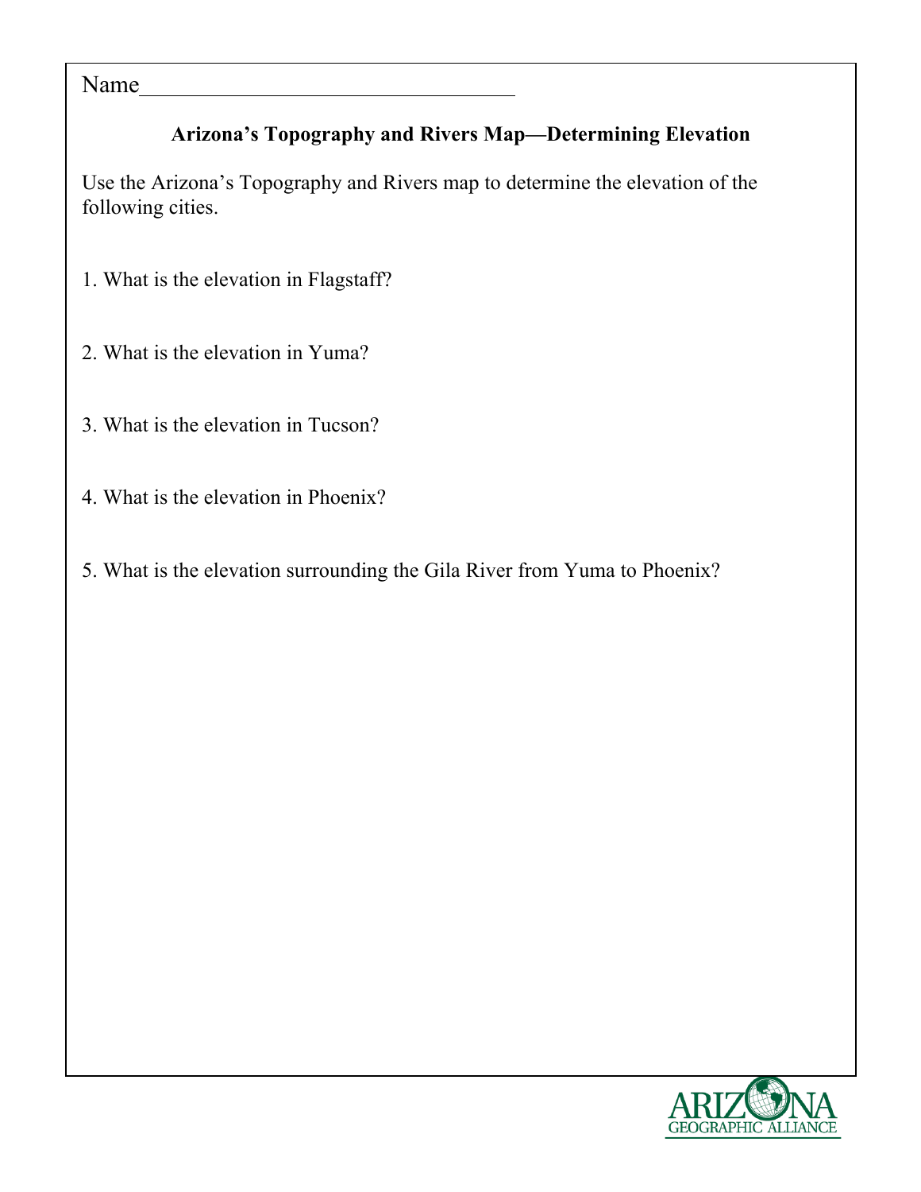Name________________________________

## Arizona's Topography and Rivers Map—Determining Elevation

Use the Arizona's Topography and Rivers map to determine the elevation of the following cities.

1. What is the elevation in Flagstaff?

2. What is the elevation in Yuma?

3. What is the elevation in Tucson?

4. What is the elevation in Phoenix?

5. What is the elevation surrounding the Gila River from Yuma to Phoenix?

ARIZONA GEOGRAPHIC ALLIANCE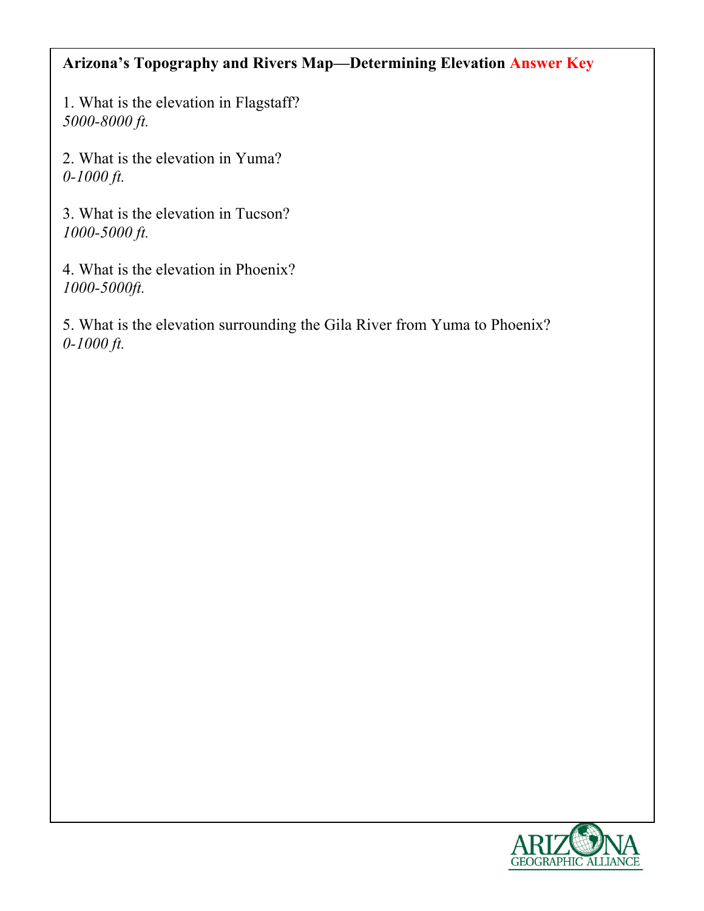**Arizona's Topography and Rivers Map—Determining Elevation Answer Key**

1. What is the elevation in Flagstaff?
*5000-8000 ft.*

2. What is the elevation in Yuma?
*0-1000 ft.*

3. What is the elevation in Tucson?
*1000-5000 ft.*

4. What is the elevation in Phoenix?
*1000-5000ft.*

5. What is the elevation surrounding the Gila River from Yuma to Phoenix?
*0-1000 ft.*

ARIZONA GEOGRAPHIC ALLIANCE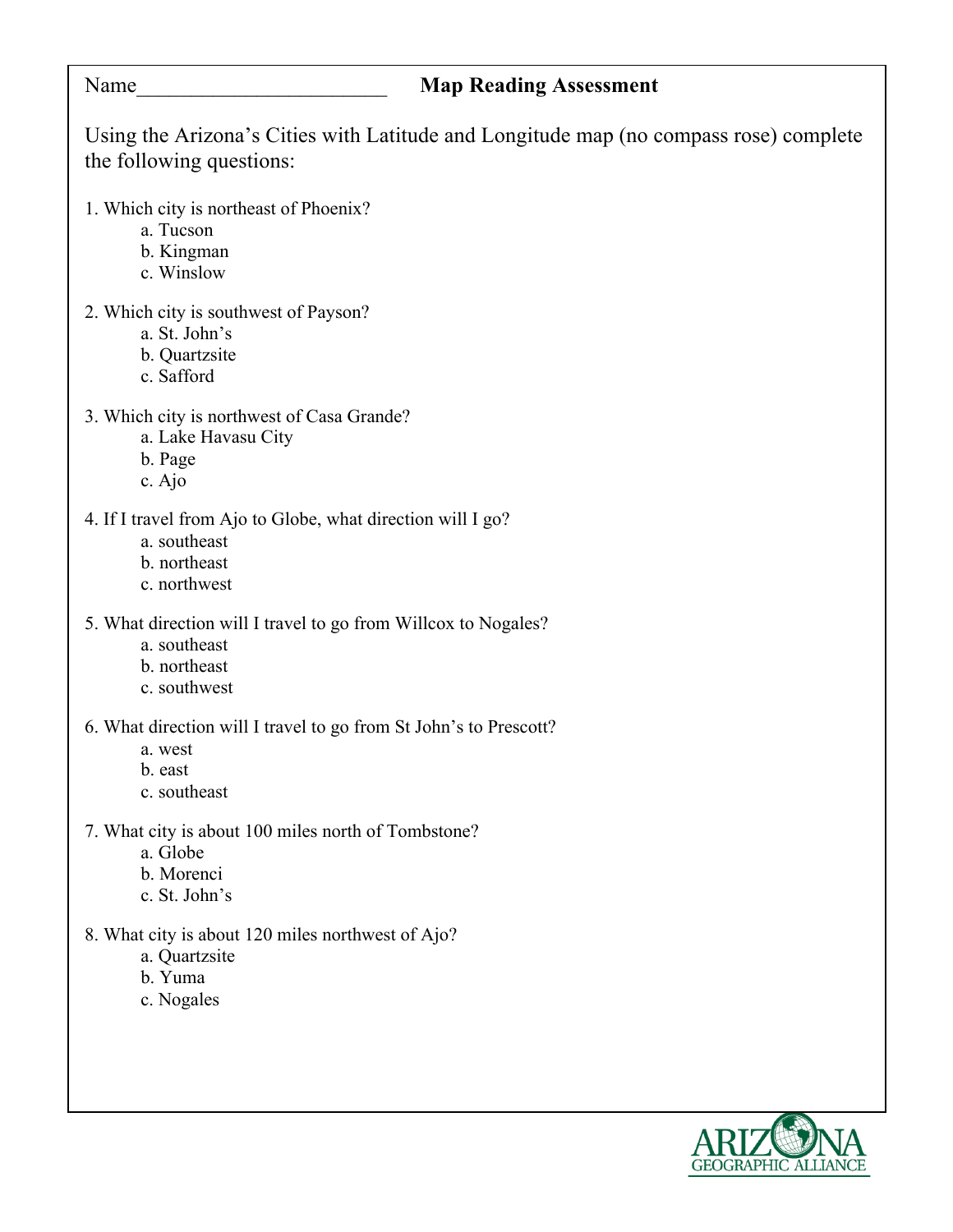Name_______________________ **Map Reading Assessment**

Using the Arizona's Cities with Latitude and Longitude map (no compass rose) complete the following questions:

1. Which city is northeast of Phoenix?
   a. Tucson
   b. Kingman
   c. Winslow

2. Which city is southwest of Payson?
   a. St. John's
   b. Quartzsite
   c. Safford

3. Which city is northwest of Casa Grande?
   a. Lake Havasu City
   b. Page
   c. Ajo

4. If I travel from Ajo to Globe, what direction will I go?
   a. southeast
   b. northeast
   c. northwest

5. What direction will I travel to go from Willcox to Nogales?
   a. southeast
   b. northeast
   c. southwest

6. What direction will I travel to go from St John's to Prescott?
   a. west
   b. east
   c. southeast

7. What city is about 100 miles north of Tombstone?
   a. Globe
   b. Morenci
   c. St. John's

8. What city is about 120 miles northwest of Ajo?
   a. Quartzsite
   b. Yuma
   c. Nogales

ARIZONA GEOGRAPHIC ALLIANCE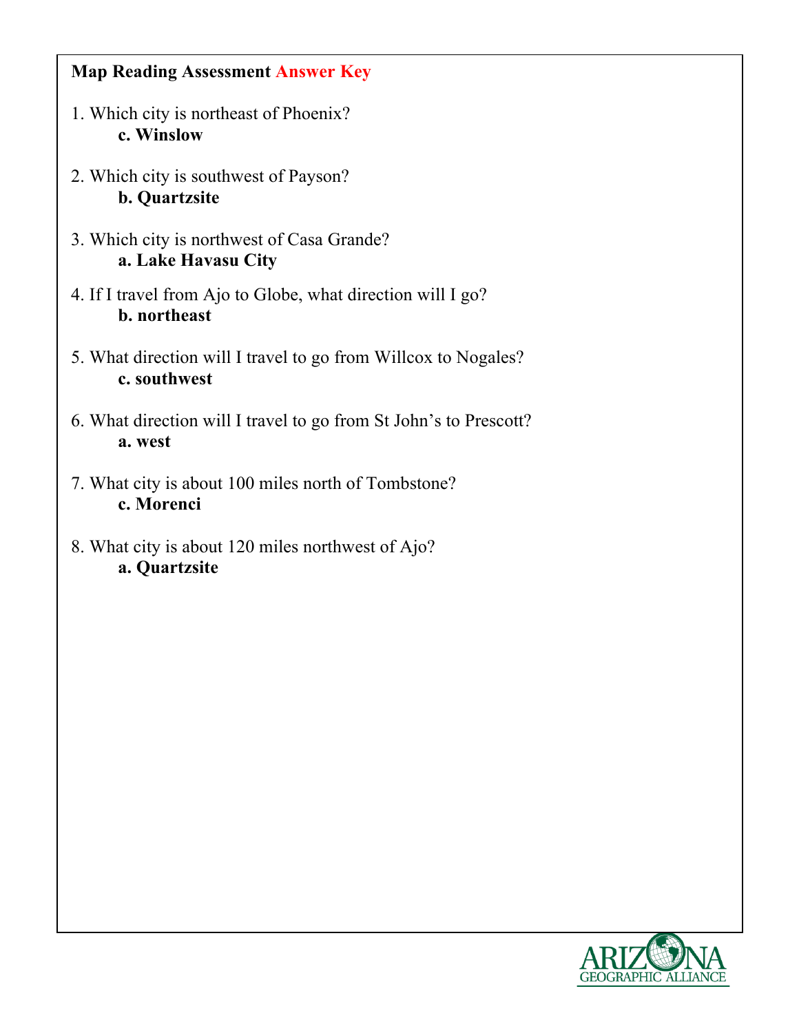**Map Reading Assessment Answer Key**

1. Which city is northeast of Phoenix?
   **c. Winslow**

2. Which city is southwest of Payson?
   **b. Quartzsite**

3. Which city is northwest of Casa Grande?
   **a. Lake Havasu City**

4. If I travel from Ajo to Globe, what direction will I go?
   **b. northeast**

5. What direction will I travel to go from Willcox to Nogales?
   **c. southwest**

6. What direction will I travel to go from St John's to Prescott?
   **a. west**

7. What city is about 100 miles north of Tombstone?
   **c. Morenci**

8. What city is about 120 miles northwest of Ajo?
   **a. Quartzsite**

ARIZONA GEOGRAPHIC ALLIANCE